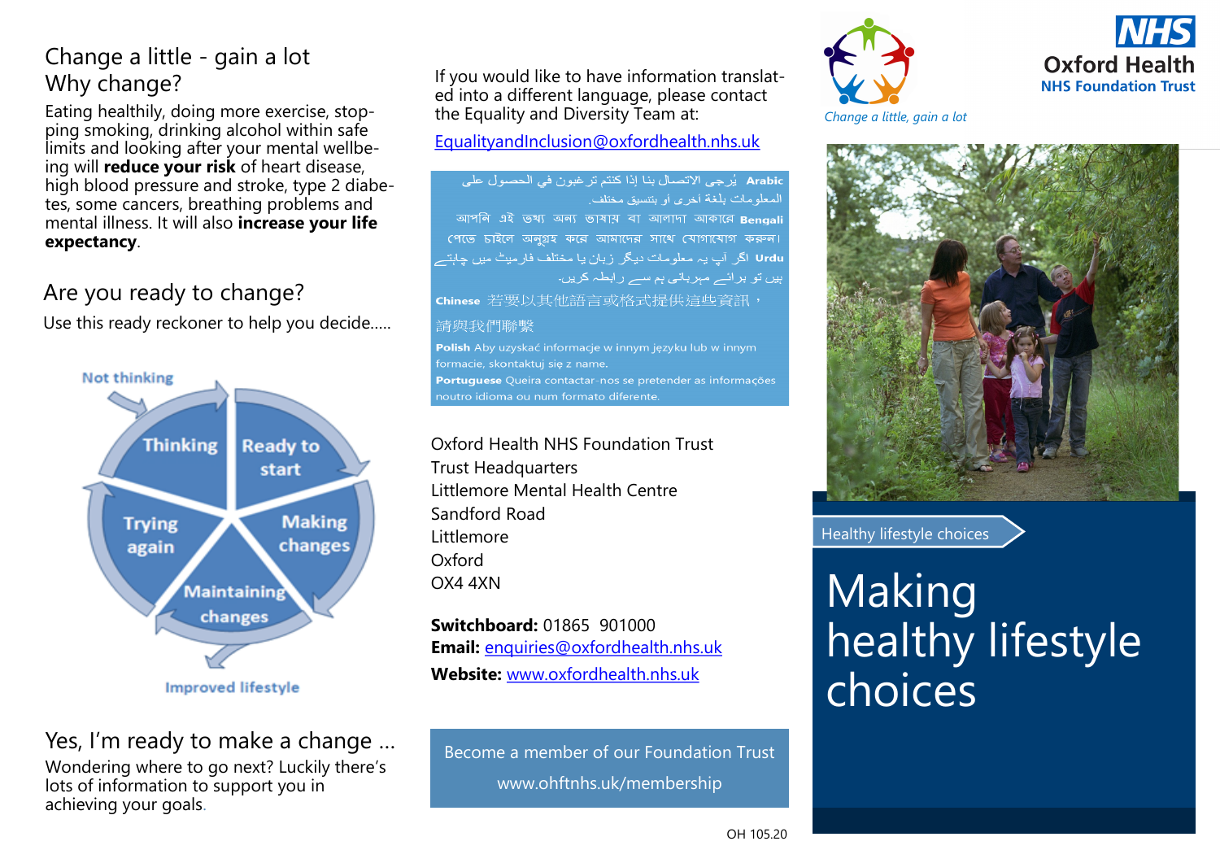# Change a little - gain a lot

## Why change?

Eating healthily, doing more exercise, stopping smoking, drinking alcohol within safe limits and looking after your mental wellbeing will **reduce your risk** of heart disease, high blood pressure and stroke, type 2 diabetes, some cancers, breathing problems and mental illness. It will also **increase your life expectancy**.

## Are you ready to change?

Use this ready reckoner to help you decide.....

Not thinking

Thinking

Ready to start

Making changes

Maintaining changes

Trying again

Improved lifestyle

## Yes, I'm ready to make a change ...

Wondering where to go next? Luckily there's lots of information to support you in achieving your goals.

If you would like to have information translated into a different language, please contact the Equality and Diversity Team at:

EqualityandInclusion@oxfordhealth.nhs.uk

**Arabic** يُرجى الاتصال بنا إذا كنتم ترغبون في الحصول على المعلومات بلغة أخرى أو بتنسيق مختلف.

**Bengali** আপনি এই তথ্য অন্য ভাষায় বা আলাদা আকারে পেতে চাইলে অনুগ্রহ করে আমাদের সাথে যোগাযোগ করুন।

**Urdu** اگر آپ یہ معلومات دیگر زبان یا مختلف فارمیٹ میں چاہتے ہیں تو برائے مہربانی ہم سے رابطہ کریں۔

**Chinese** 若要以其他語言或格式提供這些資訊，請與我們聯繫

**Polish** Aby uzyskać informacje w innym języku lub w innym formacie, skontaktuj się z name.

**Portuguese** Queira contactar-nos se pretender as informações noutro idioma ou num formato diferente.

Oxford Health NHS Foundation Trust
Trust Headquarters
Littlemore Mental Health Centre
Sandford Road
Littlemore
Oxford
OX4 4XN

**Switchboard:** 01865 901000
**Email:** enquiries@oxfordhealth.nhs.uk
**Website:** www.oxfordhealth.nhs.uk

Become a member of our Foundation Trust
www.ohftnhs.uk/membership

OH 105.20

*Change a little, gain a lot*

NHS
Oxford Health
NHS Foundation Trust

Healthy lifestyle choices

# Making healthy lifestyle choices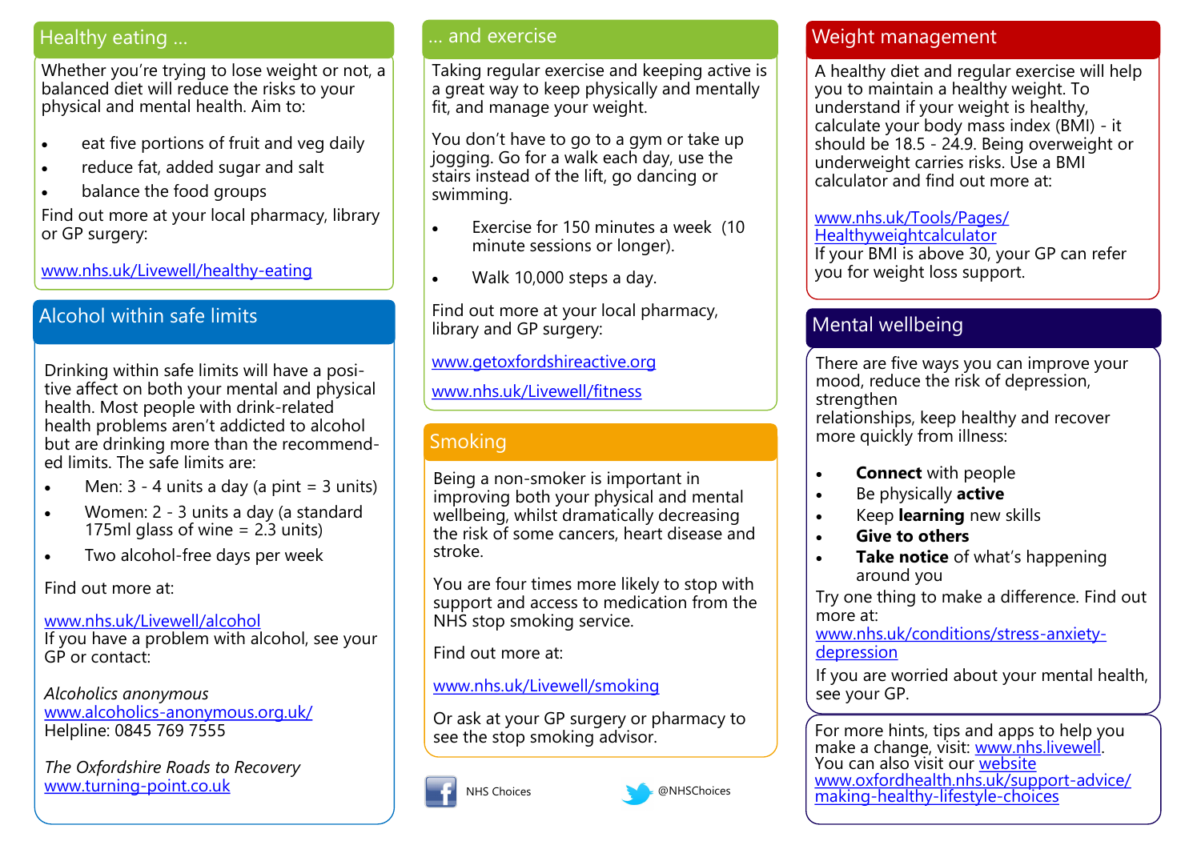## Healthy eating ...

Whether you're trying to lose weight or not, a balanced diet will reduce the risks to your physical and mental health. Aim to:

- eat five portions of fruit and veg daily
- reduce fat, added sugar and salt
- balance the food groups

Find out more at your local pharmacy, library or GP surgery:

www.nhs.uk/Livewell/healthy-eating

## Alcohol within safe limits

Drinking within safe limits will have a positive affect on both your mental and physical health. Most people with drink-related health problems aren't addicted to alcohol but are drinking more than the recommended limits. The safe limits are:

- Men: 3 - 4 units a day (a pint = 3 units)
- Women: 2 - 3 units a day (a standard 175ml glass of wine = 2.3 units)
- Two alcohol-free days per week

Find out more at:

www.nhs.uk/Livewell/alcohol

If you have a problem with alcohol, see your GP or contact:

*Alcoholics anonymous*
www.alcoholics-anonymous.org.uk/
Helpline: 0845 769 7555

*The Oxfordshire Roads to Recovery*
www.turning-point.co.uk

## ... and exercise

Taking regular exercise and keeping active is a great way to keep physically and mentally fit, and manage your weight.

You don't have to go to a gym or take up jogging. Go for a walk each day, use the stairs instead of the lift, go dancing or swimming.

- Exercise for 150 minutes a week (10 minute sessions or longer).
- Walk 10,000 steps a day.

Find out more at your local pharmacy, library and GP surgery:

www.getoxfordshireactive.org

www.nhs.uk/Livewell/fitness

## Smoking

Being a non-smoker is important in improving both your physical and mental wellbeing, whilst dramatically decreasing the risk of some cancers, heart disease and stroke.

You are four times more likely to stop with support and access to medication from the NHS stop smoking service.

Find out more at:

www.nhs.uk/Livewell/smoking

Or ask at your GP surgery or pharmacy to see the stop smoking advisor.

NHS Choices

@NHSChoices

## Weight management

A healthy diet and regular exercise will help you to maintain a healthy weight. To understand if your weight is healthy, calculate your body mass index (BMI) - it should be 18.5 - 24.9. Being overweight or underweight carries risks. Use a BMI calculator and find out more at:

www.nhs.uk/Tools/Pages/Healthyweightcalculator

If your BMI is above 30, your GP can refer you for weight loss support.

## Mental wellbeing

There are five ways you can improve your mood, reduce the risk of depression, strengthen relationships, keep healthy and recover more quickly from illness:

- **Connect** with people
- Be physically **active**
- Keep **learning** new skills
- **Give to others**
- **Take notice** of what's happening around you

Try one thing to make a difference. Find out more at:
www.nhs.uk/conditions/stress-anxiety-depression

If you are worried about your mental health, see your GP.

For more hints, tips and apps to help you make a change, visit: www.nhs.livewell.
You can also visit our website
www.oxfordhealth.nhs.uk/support-advice/making-healthy-lifestyle-choices